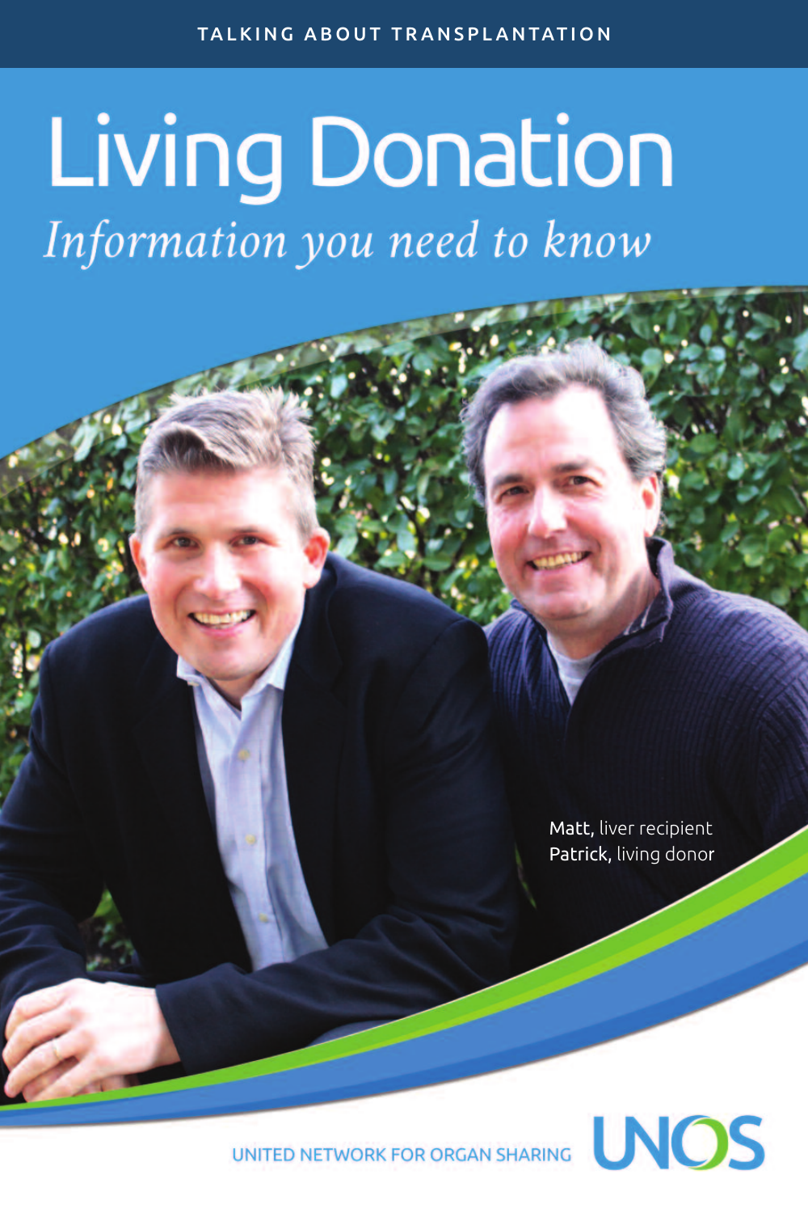TALKING ABOUT TRANSPLANTATION

# Living Donation

*Information you need to know*

**Matt**, liver recipient
**Patrick**, living donor

UNITED NETWORK FOR ORGAN SHARING

UNOS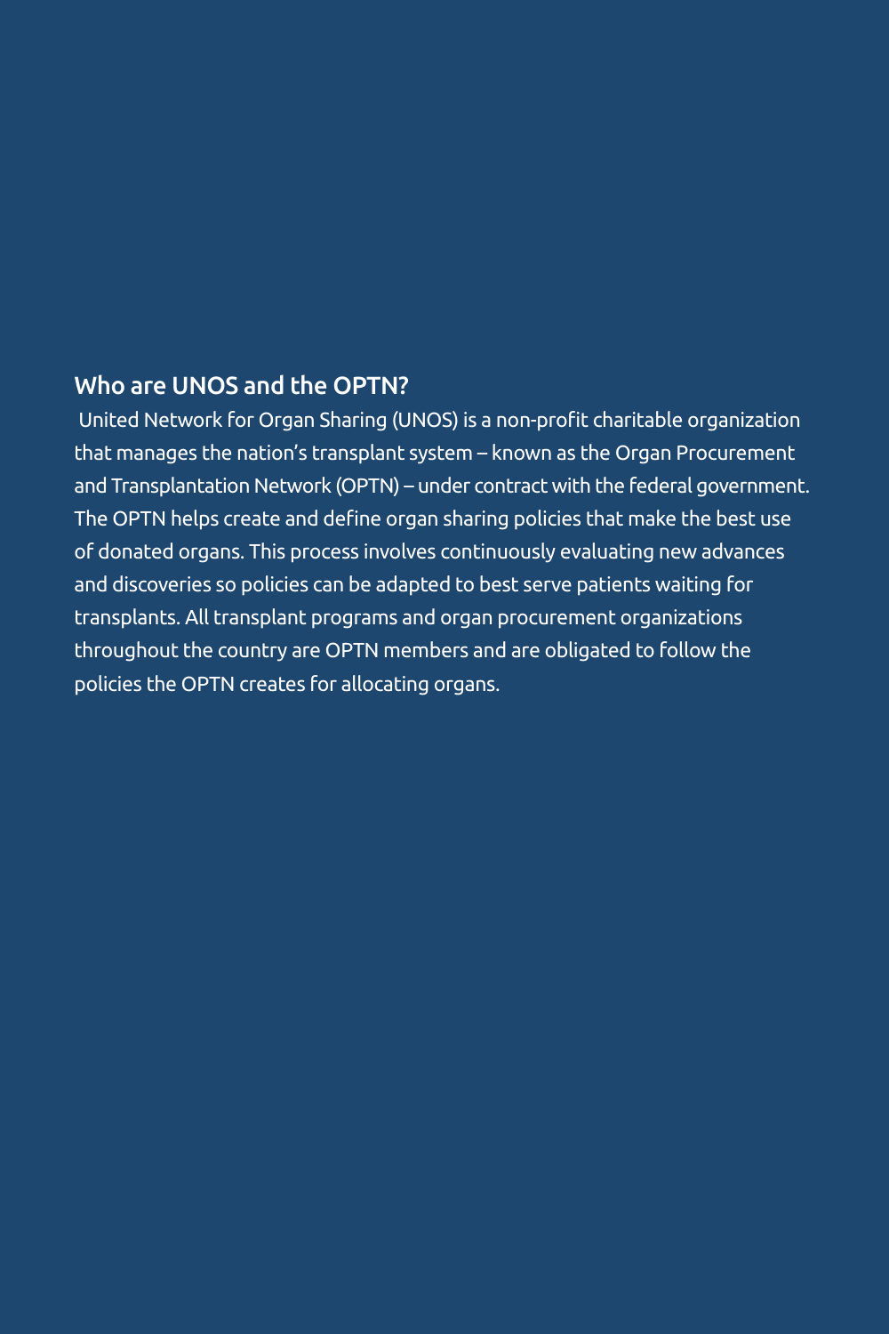## Who are UNOS and the OPTN?

United Network for Organ Sharing (UNOS) is a non-profit charitable organization that manages the nation's transplant system – known as the Organ Procurement and Transplantation Network (OPTN) – under contract with the federal government. The OPTN helps create and define organ sharing policies that make the best use of donated organs. This process involves continuously evaluating new advances and discoveries so policies can be adapted to best serve patients waiting for transplants. All transplant programs and organ procurement organizations throughout the country are OPTN members and are obligated to follow the policies the OPTN creates for allocating organs.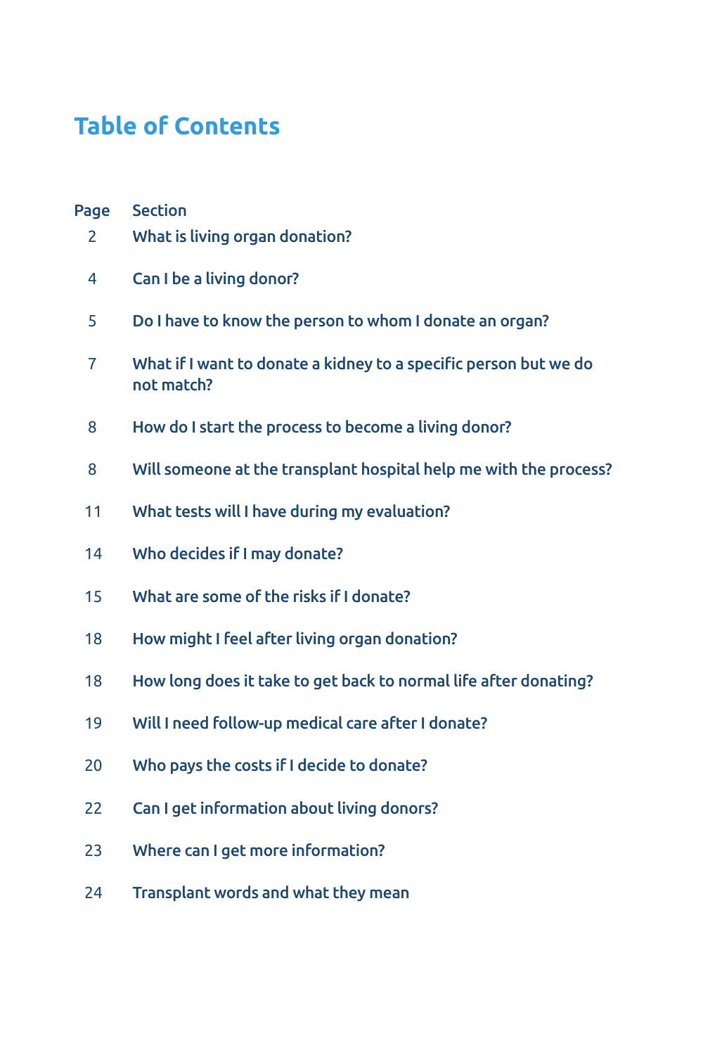## Table of Contents

| Page | Section |
|---|---|
| 2 | What is living organ donation? |
| 4 | Can I be a living donor? |
| 5 | Do I have to know the person to whom I donate an organ? |
| 7 | What if I want to donate a kidney to a specific person but we do not match? |
| 8 | How do I start the process to become a living donor? |
| 8 | Will someone at the transplant hospital help me with the process? |
| 11 | What tests will I have during my evaluation? |
| 14 | Who decides if I may donate? |
| 15 | What are some of the risks if I donate? |
| 18 | How might I feel after living organ donation? |
| 18 | How long does it take to get back to normal life after donating? |
| 19 | Will I need follow-up medical care after I donate? |
| 20 | Who pays the costs if I decide to donate? |
| 22 | Can I get information about living donors? |
| 23 | Where can I get more information? |
| 24 | Transplant words and what they mean |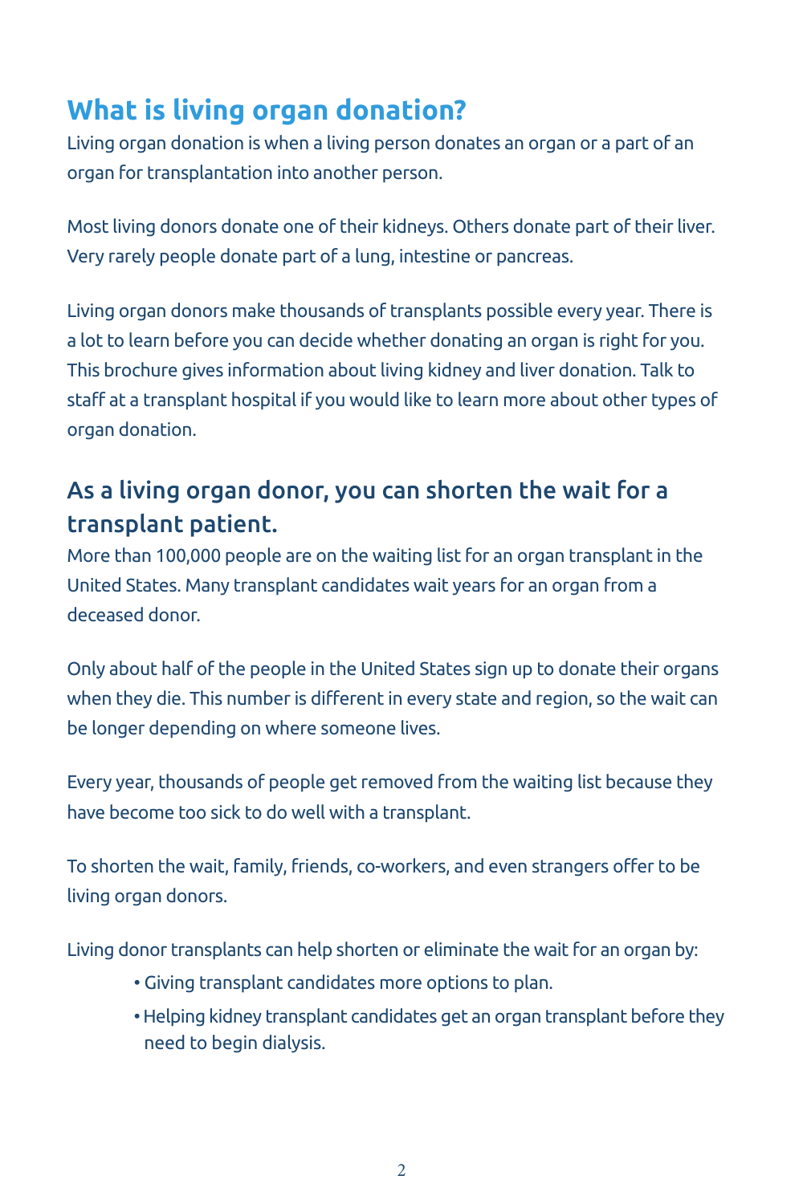# What is living organ donation?

Living organ donation is when a living person donates an organ or a part of an organ for transplantation into another person.

Most living donors donate one of their kidneys. Others donate part of their liver. Very rarely people donate part of a lung, intestine or pancreas.

Living organ donors make thousands of transplants possible every year. There is a lot to learn before you can decide whether donating an organ is right for you. This brochure gives information about living kidney and liver donation. Talk to staff at a transplant hospital if you would like to learn more about other types of organ donation.

## As a living organ donor, you can shorten the wait for a transplant patient.

More than 100,000 people are on the waiting list for an organ transplant in the United States. Many transplant candidates wait years for an organ from a deceased donor.

Only about half of the people in the United States sign up to donate their organs when they die. This number is different in every state and region, so the wait can be longer depending on where someone lives.

Every year, thousands of people get removed from the waiting list because they have become too sick to do well with a transplant.

To shorten the wait, family, friends, co-workers, and even strangers offer to be living organ donors.

Living donor transplants can help shorten or eliminate the wait for an organ by:

- Giving transplant candidates more options to plan.
- Helping kidney transplant candidates get an organ transplant before they need to begin dialysis.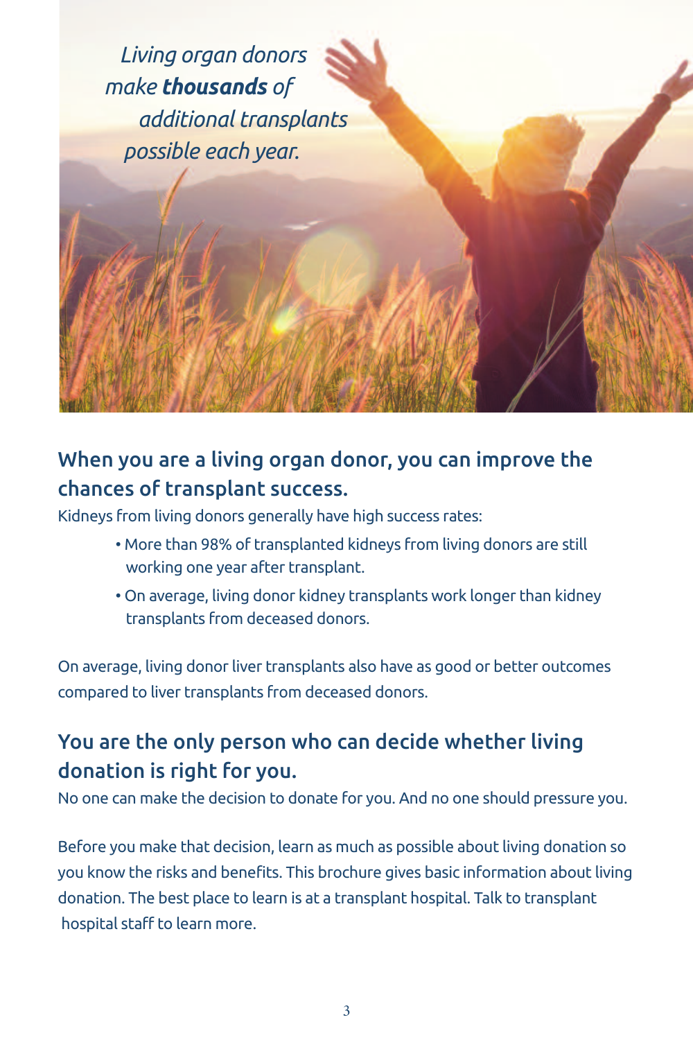*Living organ donors make **thousands** of additional transplants possible each year.*

## When you are a living organ donor, you can improve the chances of transplant success.

Kidneys from living donors generally have high success rates:

- More than 98% of transplanted kidneys from living donors are still working one year after transplant.
- On average, living donor kidney transplants work longer than kidney transplants from deceased donors.

On average, living donor liver transplants also have as good or better outcomes compared to liver transplants from deceased donors.

## You are the only person who can decide whether living donation is right for you.

No one can make the decision to donate for you. And no one should pressure you.

Before you make that decision, learn as much as possible about living donation so you know the risks and benefits. This brochure gives basic information about living donation. The best place to learn is at a transplant hospital. Talk to transplant hospital staff to learn more.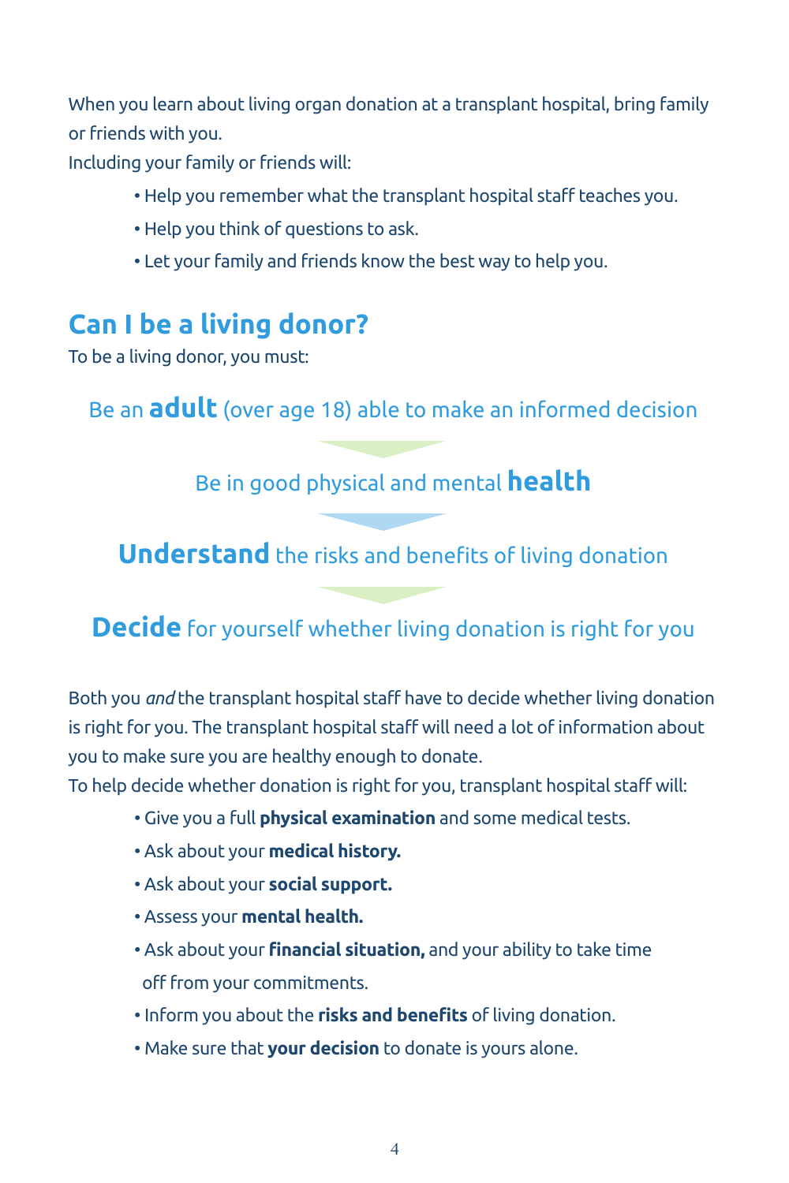When you learn about living organ donation at a transplant hospital, bring family or friends with you.

Including your family or friends will:

- Help you remember what the transplant hospital staff teaches you.
- Help you think of questions to ask.
- Let your family and friends know the best way to help you.

## Can I be a living donor?

To be a living donor, you must:

Be an **adult** (over age 18) able to make an informed decision

Be in good physical and mental **health**

**Understand** the risks and benefits of living donation

**Decide** for yourself whether living donation is right for you

Both you *and* the transplant hospital staff have to decide whether living donation is right for you. The transplant hospital staff will need a lot of information about you to make sure you are healthy enough to donate.

To help decide whether donation is right for you, transplant hospital staff will:

- Give you a full **physical examination** and some medical tests.
- Ask about your **medical history.**
- Ask about your **social support.**
- Assess your **mental health.**
- Ask about your **financial situation,** and your ability to take time off from your commitments.
- Inform you about the **risks and benefits** of living donation.
- Make sure that **your decision** to donate is yours alone.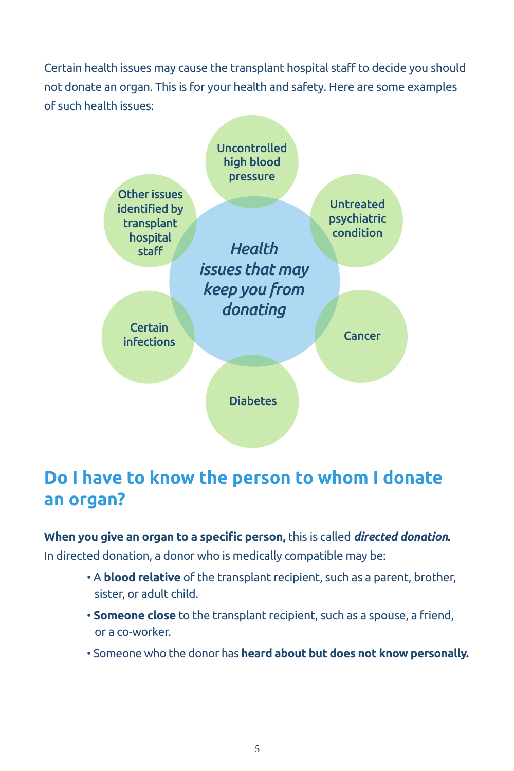Certain health issues may cause the transplant hospital staff to decide you should not donate an organ. This is for your health and safety. Here are some examples of such health issues:

*Health issues that may keep you from donating*

- Uncontrolled high blood pressure
- Untreated psychiatric condition
- Cancer
- Diabetes
- Certain infections
- Other issues identified by transplant hospital staff

## Do I have to know the person to whom I donate an organ?

**When you give an organ to a specific person,** this is called ***directed donation.*** In directed donation, a donor who is medically compatible may be:

- A **blood relative** of the transplant recipient, such as a parent, brother, sister, or adult child.
- **Someone close** to the transplant recipient, such as a spouse, a friend, or a co-worker.
- Someone who the donor has **heard about but does not know personally.**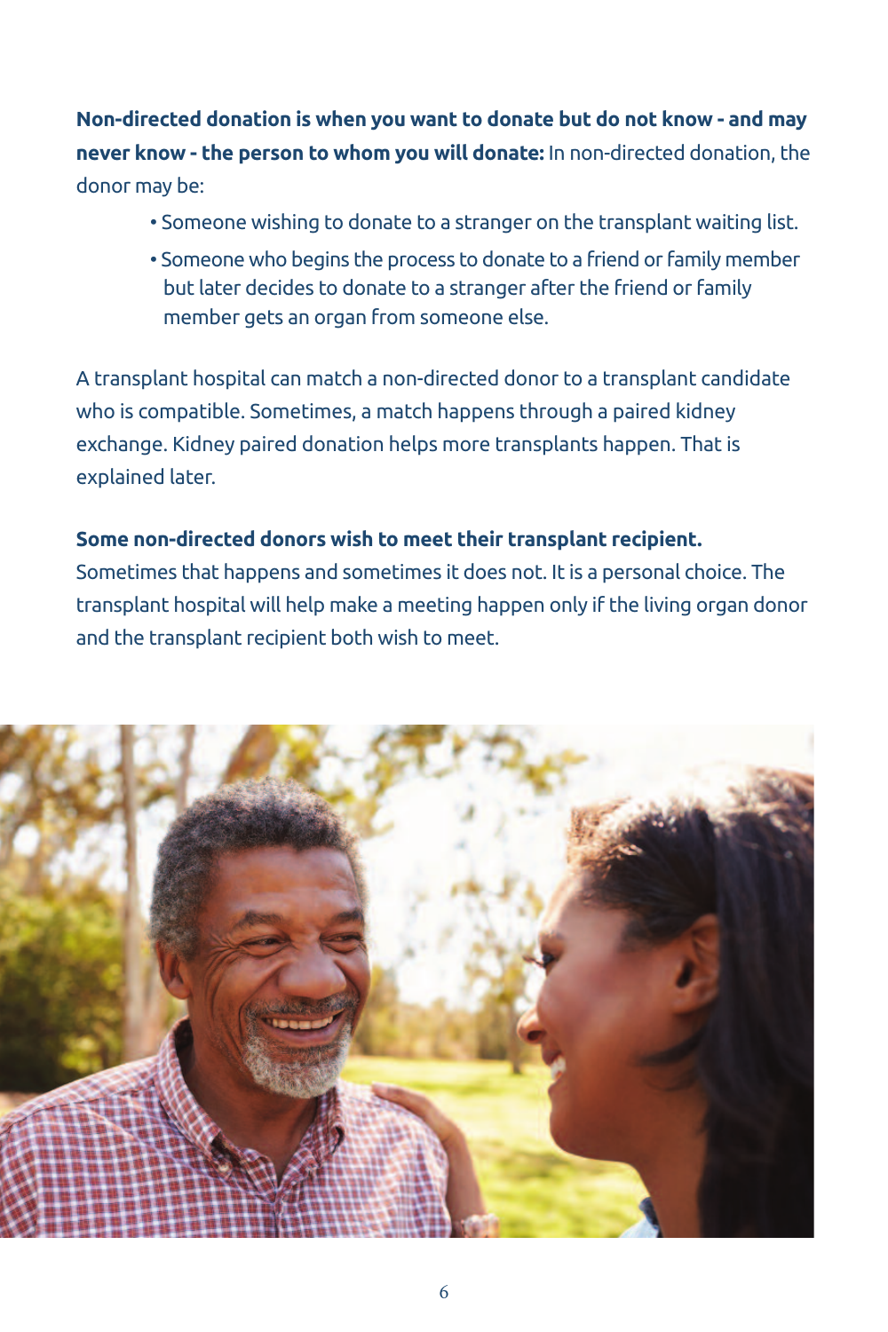**Non-directed donation is when you want to donate but do not know - and may never know - the person to whom you will donate:** In non-directed donation, the donor may be:

- Someone wishing to donate to a stranger on the transplant waiting list.
- Someone who begins the process to donate to a friend or family member but later decides to donate to a stranger after the friend or family member gets an organ from someone else.

A transplant hospital can match a non-directed donor to a transplant candidate who is compatible. Sometimes, a match happens through a paired kidney exchange. Kidney paired donation helps more transplants happen. That is explained later.

**Some non-directed donors wish to meet their transplant recipient.** Sometimes that happens and sometimes it does not. It is a personal choice. The transplant hospital will help make a meeting happen only if the living organ donor and the transplant recipient both wish to meet.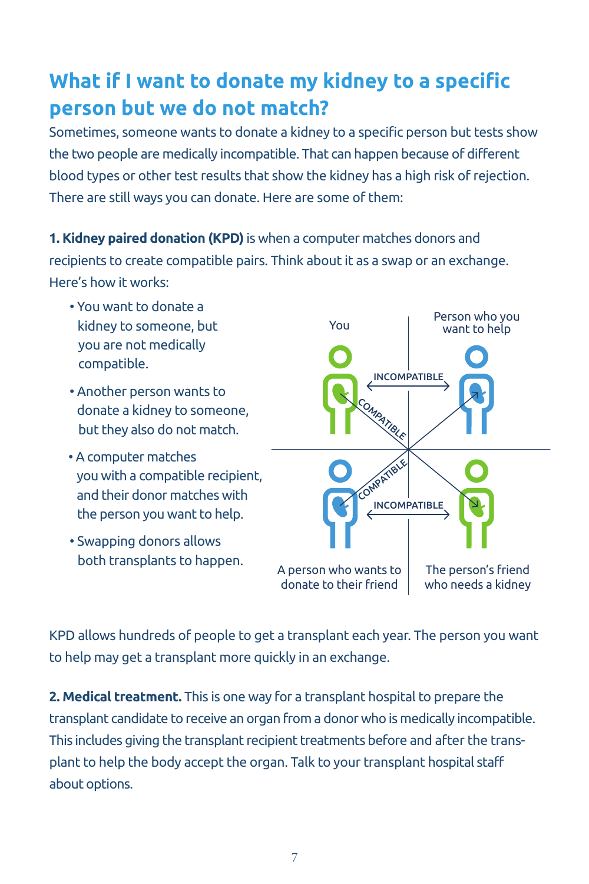## What if I want to donate my kidney to a specific person but we do not match?

Sometimes, someone wants to donate a kidney to a specific person but tests show the two people are medically incompatible. That can happen because of different blood types or other test results that show the kidney has a high risk of rejection. There are still ways you can donate. Here are some of them:

**1. Kidney paired donation (KPD)** is when a computer matches donors and recipients to create compatible pairs. Think about it as a swap or an exchange. Here's how it works:

- You want to donate a kidney to someone, but you are not medically compatible.
- Another person wants to donate a kidney to someone, but they also do not match.
- A computer matches you with a compatible recipient, and their donor matches with the person you want to help.
- Swapping donors allows both transplants to happen.

You | Person who you want to help | INCOMPATIBLE | COMPATIBLE | COMPATIBLE | INCOMPATIBLE | A person who wants to donate to their friend | The person's friend who needs a kidney

KPD allows hundreds of people to get a transplant each year. The person you want to help may get a transplant more quickly in an exchange.

**2. Medical treatment.** This is one way for a transplant hospital to prepare the transplant candidate to receive an organ from a donor who is medically incompatible. This includes giving the transplant recipient treatments before and after the transplant to help the body accept the organ. Talk to your transplant hospital staff about options.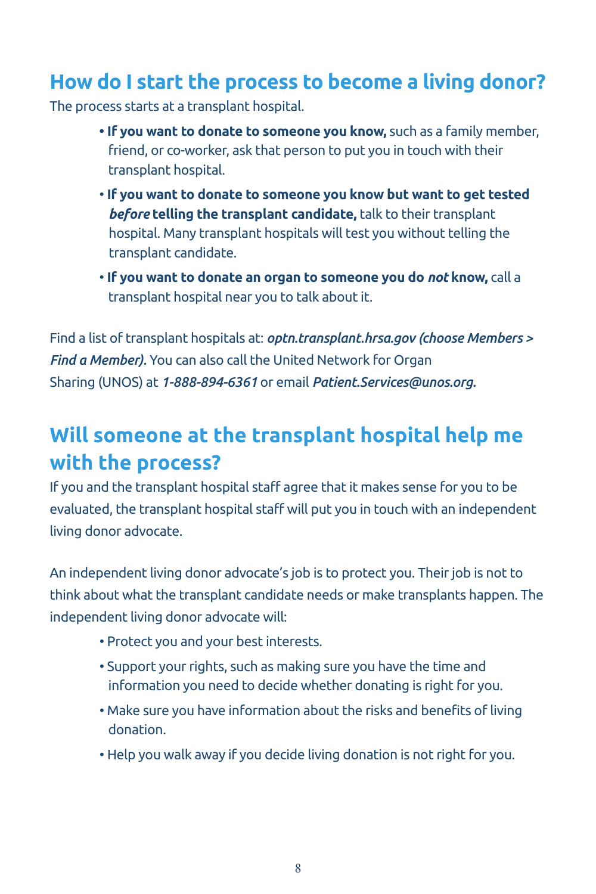## How do I start the process to become a living donor?

The process starts at a transplant hospital.

- **If you want to donate to someone you know,** such as a family member, friend, or co-worker, ask that person to put you in touch with their transplant hospital.
- **If you want to donate to someone you know but want to get tested *before* telling the transplant candidate,** talk to their transplant hospital. Many transplant hospitals will test you without telling the transplant candidate.
- **If you want to donate an organ to someone you do *not* know,** call a transplant hospital near you to talk about it.

Find a list of transplant hospitals at: ***optn.transplant.hrsa.gov (choose Members > Find a Member)***. You can also call the United Network for Organ Sharing (UNOS) at ***1-888-894-6361*** or email ***Patient.Services@unos.org***.

## Will someone at the transplant hospital help me with the process?

If you and the transplant hospital staff agree that it makes sense for you to be evaluated, the transplant hospital staff will put you in touch with an independent living donor advocate.

An independent living donor advocate's job is to protect you. Their job is not to think about what the transplant candidate needs or make transplants happen. The independent living donor advocate will:

- Protect you and your best interests.
- Support your rights, such as making sure you have the time and information you need to decide whether donating is right for you.
- Make sure you have information about the risks and benefits of living donation.
- Help you walk away if you decide living donation is not right for you.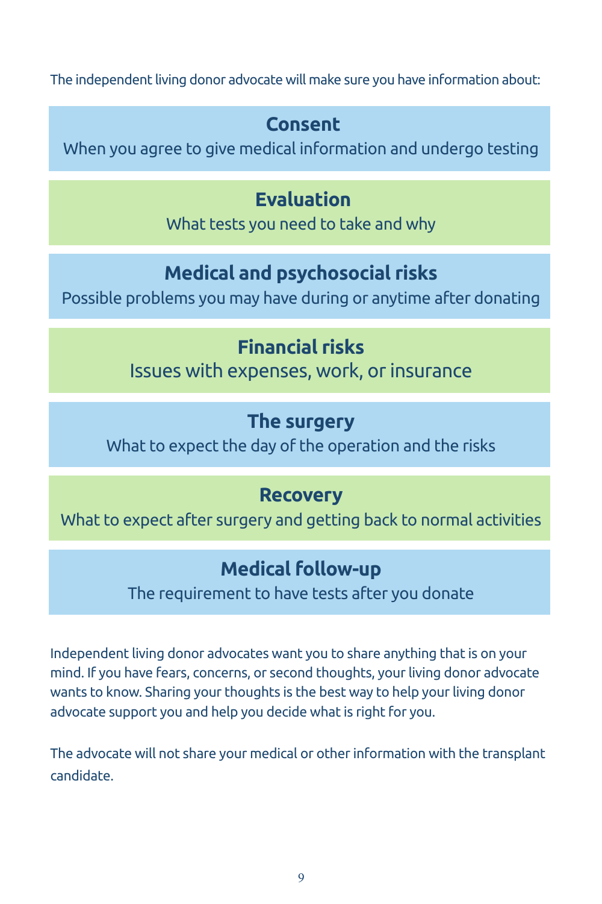The independent living donor advocate will make sure you have information about:

**Consent**
When you agree to give medical information and undergo testing

**Evaluation**
What tests you need to take and why

**Medical and psychosocial risks**
Possible problems you may have during or anytime after donating

**Financial risks**
Issues with expenses, work, or insurance

**The surgery**
What to expect the day of the operation and the risks

**Recovery**
What to expect after surgery and getting back to normal activities

**Medical follow-up**
The requirement to have tests after you donate

Independent living donor advocates want you to share anything that is on your mind. If you have fears, concerns, or second thoughts, your living donor advocate wants to know. Sharing your thoughts is the best way to help your living donor advocate support you and help you decide what is right for you.

The advocate will not share your medical or other information with the transplant candidate.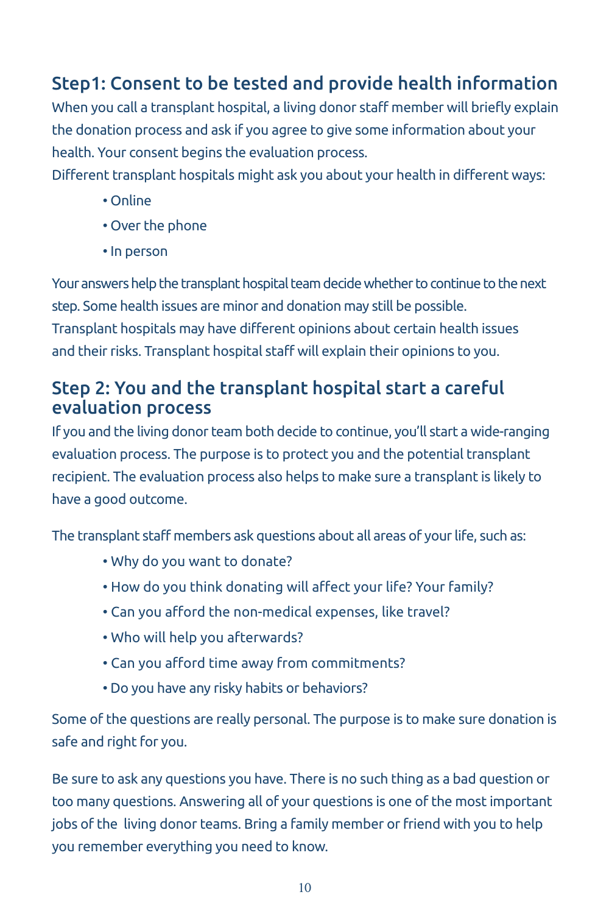## Step1: Consent to be tested and provide health information

When you call a transplant hospital, a living donor staff member will briefly explain the donation process and ask if you agree to give some information about your health. Your consent begins the evaluation process.

Different transplant hospitals might ask you about your health in different ways:

- Online
- Over the phone
- In person

Your answers help the transplant hospital team decide whether to continue to the next step. Some health issues are minor and donation may still be possible. Transplant hospitals may have different opinions about certain health issues and their risks. Transplant hospital staff will explain their opinions to you.

## Step 2: You and the transplant hospital start a careful evaluation process

If you and the living donor team both decide to continue, you'll start a wide-ranging evaluation process. The purpose is to protect you and the potential transplant recipient. The evaluation process also helps to make sure a transplant is likely to have a good outcome.

The transplant staff members ask questions about all areas of your life, such as:

- Why do you want to donate?
- How do you think donating will affect your life? Your family?
- Can you afford the non-medical expenses, like travel?
- Who will help you afterwards?
- Can you afford time away from commitments?
- Do you have any risky habits or behaviors?

Some of the questions are really personal. The purpose is to make sure donation is safe and right for you.

Be sure to ask any questions you have. There is no such thing as a bad question or too many questions. Answering all of your questions is one of the most important jobs of the living donor teams. Bring a family member or friend with you to help you remember everything you need to know.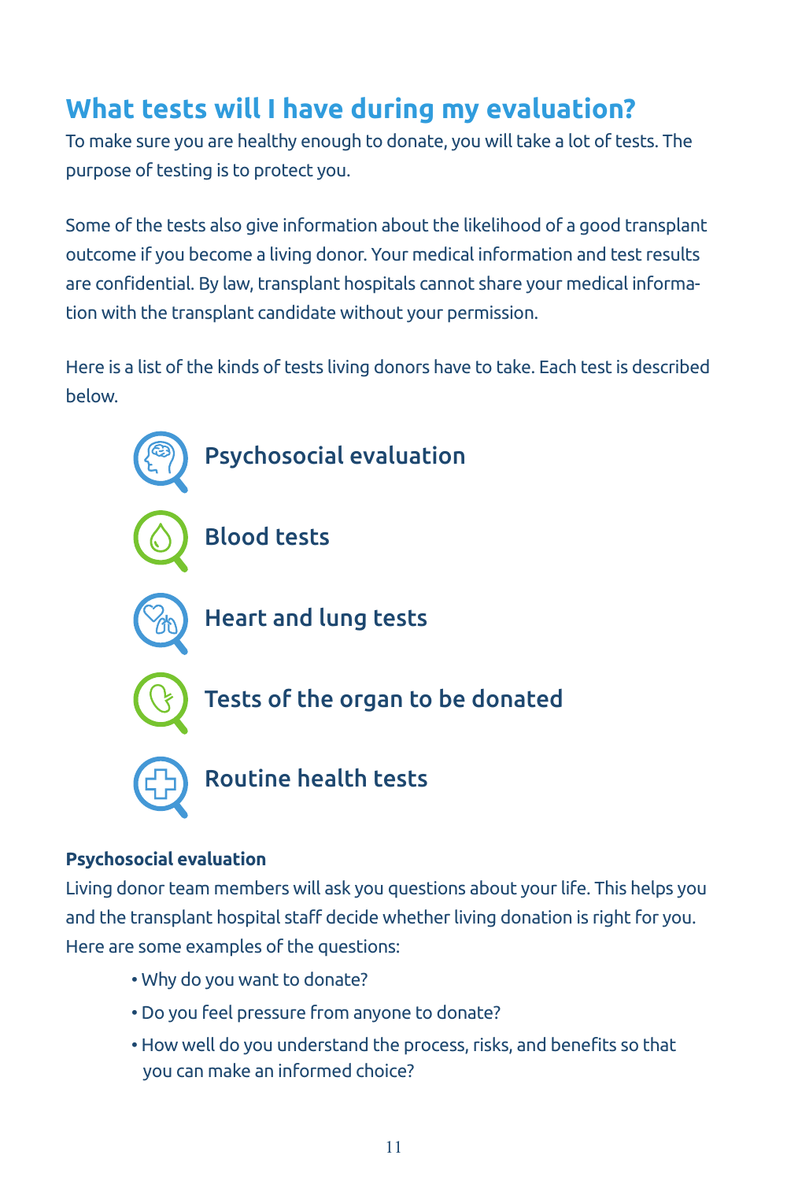## What tests will I have during my evaluation?

To make sure you are healthy enough to donate, you will take a lot of tests. The purpose of testing is to protect you.

Some of the tests also give information about the likelihood of a good transplant outcome if you become a living donor. Your medical information and test results are confidential. By law, transplant hospitals cannot share your medical information with the transplant candidate without your permission.

Here is a list of the kinds of tests living donors have to take. Each test is described below.

- Psychosocial evaluation
- Blood tests
- Heart and lung tests
- Tests of the organ to be donated
- Routine health tests

**Psychosocial evaluation**

Living donor team members will ask you questions about your life. This helps you and the transplant hospital staff decide whether living donation is right for you. Here are some examples of the questions:

- Why do you want to donate?
- Do you feel pressure from anyone to donate?
- How well do you understand the process, risks, and benefits so that you can make an informed choice?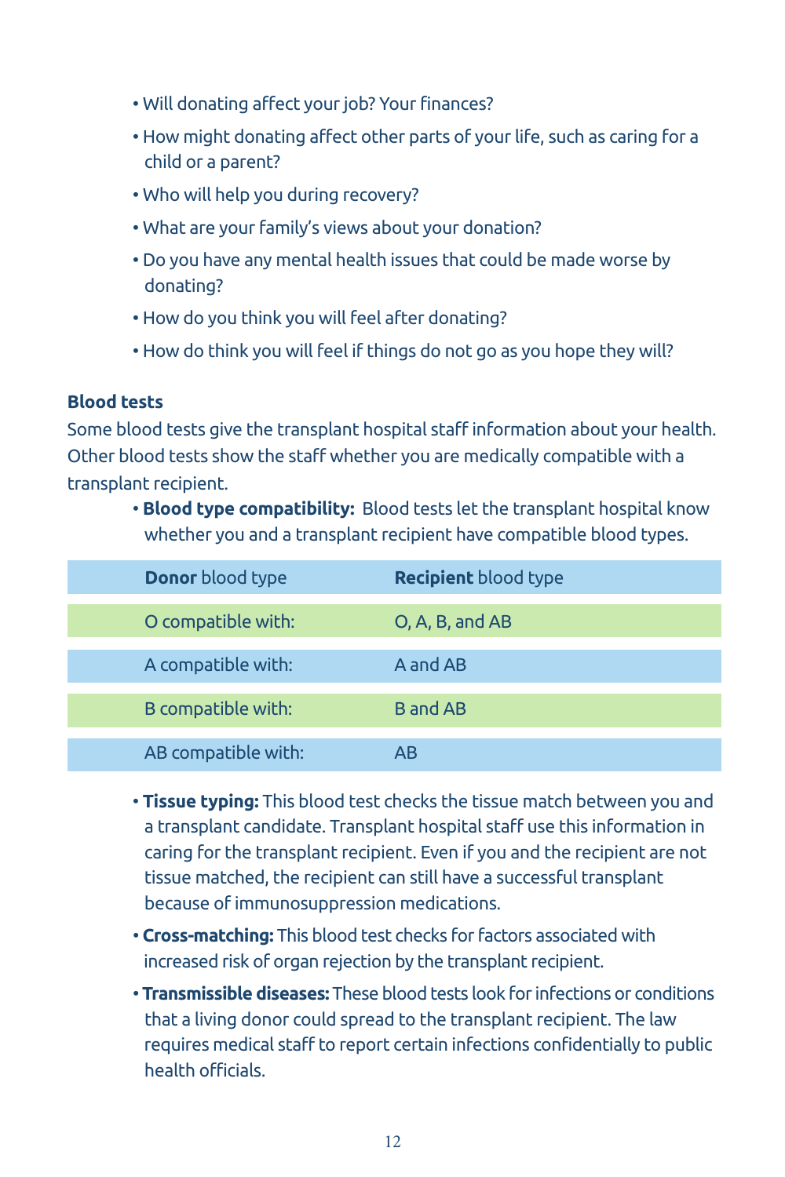- Will donating affect your job? Your finances?
- How might donating affect other parts of your life, such as caring for a child or a parent?
- Who will help you during recovery?
- What are your family's views about your donation?
- Do you have any mental health issues that could be made worse by donating?
- How do you think you will feel after donating?
- How do think you will feel if things do not go as you hope they will?

**Blood tests**

Some blood tests give the transplant hospital staff information about your health. Other blood tests show the staff whether you are medically compatible with a transplant recipient.

- **Blood type compatibility:** Blood tests let the transplant hospital know whether you and a transplant recipient have compatible blood types.

| **Donor** blood type | **Recipient** blood type |
|---|---|
| O compatible with: | O, A, B, and AB |
| A compatible with: | A and AB |
| B compatible with: | B and AB |
| AB compatible with: | AB |

- **Tissue typing:** This blood test checks the tissue match between you and a transplant candidate. Transplant hospital staff use this information in caring for the transplant recipient. Even if you and the recipient are not tissue matched, the recipient can still have a successful transplant because of immunosuppression medications.
- **Cross-matching:** This blood test checks for factors associated with increased risk of organ rejection by the transplant recipient.
- **Transmissible diseases:** These blood tests look for infections or conditions that a living donor could spread to the transplant recipient. The law requires medical staff to report certain infections confidentially to public health officials.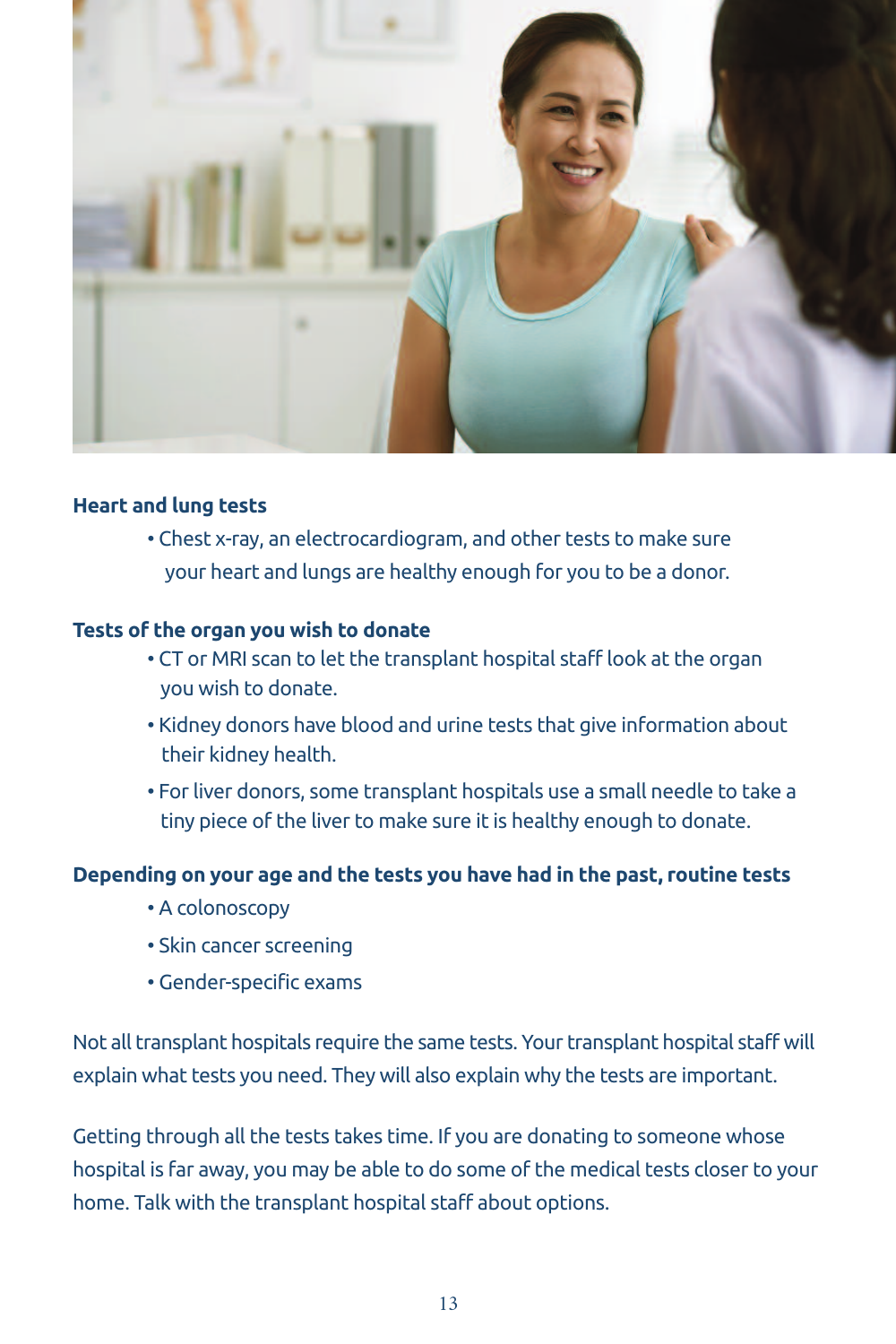**Heart and lung tests**

- Chest x-ray, an electrocardiogram, and other tests to make sure your heart and lungs are healthy enough for you to be a donor.

**Tests of the organ you wish to donate**

- CT or MRI scan to let the transplant hospital staff look at the organ you wish to donate.
- Kidney donors have blood and urine tests that give information about their kidney health.
- For liver donors, some transplant hospitals use a small needle to take a tiny piece of the liver to make sure it is healthy enough to donate.

**Depending on your age and the tests you have had in the past, routine tests**

- A colonoscopy
- Skin cancer screening
- Gender-specific exams

Not all transplant hospitals require the same tests. Your transplant hospital staff will explain what tests you need. They will also explain why the tests are important.

Getting through all the tests takes time. If you are donating to someone whose hospital is far away, you may be able to do some of the medical tests closer to your home. Talk with the transplant hospital staff about options.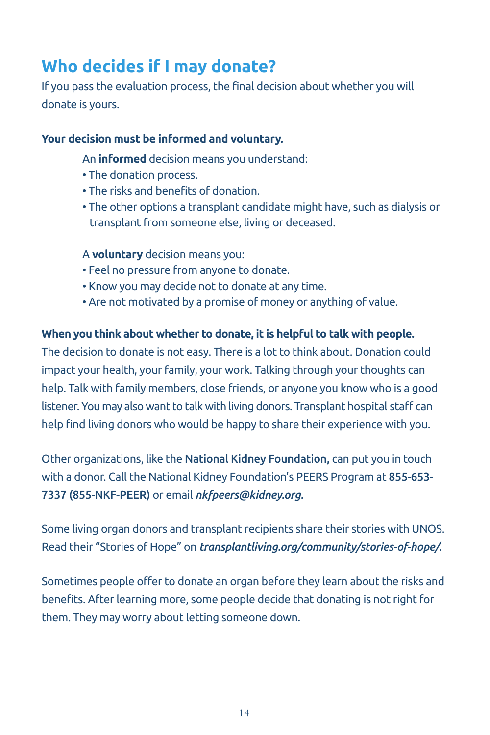## Who decides if I may donate?

If you pass the evaluation process, the final decision about whether you will donate is yours.

**Your decision must be informed and voluntary.**

An **informed** decision means you understand:

- The donation process.
- The risks and benefits of donation.
- The other options a transplant candidate might have, such as dialysis or transplant from someone else, living or deceased.

A **voluntary** decision means you:

- Feel no pressure from anyone to donate.
- Know you may decide not to donate at any time.
- Are not motivated by a promise of money or anything of value.

**When you think about whether to donate, it is helpful to talk with people.**

The decision to donate is not easy. There is a lot to think about. Donation could impact your health, your family, your work. Talking through your thoughts can help. Talk with family members, close friends, or anyone you know who is a good listener. You may also want to talk with living donors. Transplant hospital staff can help find living donors who would be happy to share their experience with you.

Other organizations, like the **National Kidney Foundation,** can put you in touch with a donor. Call the National Kidney Foundation's PEERS Program at **855-653-7337 (855-NKF-PEER)** or email *nkfpeers@kidney.org.*

Some living organ donors and transplant recipients share their stories with UNOS. Read their "Stories of Hope" on ***transplantliving.org/community/stories-of-hope/.***

Sometimes people offer to donate an organ before they learn about the risks and benefits. After learning more, some people decide that donating is not right for them. They may worry about letting someone down.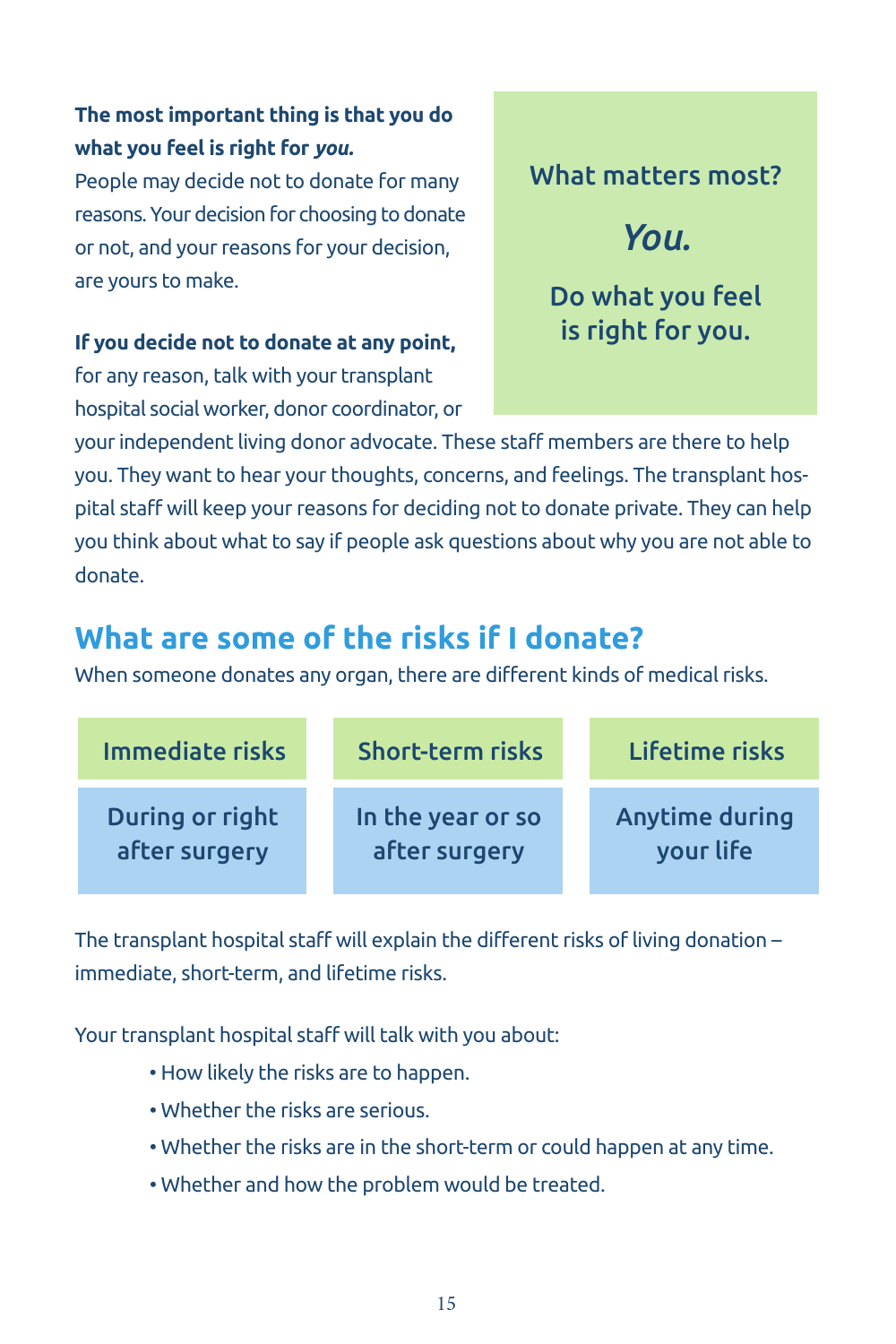**The most important thing is that you do what you feel is right for *you.***
People may decide not to donate for many reasons. Your decision for choosing to donate or not, and your reasons for your decision, are yours to make.

**If you decide not to donate at any point,** for any reason, talk with your transplant hospital social worker, donor coordinator, or your independent living donor advocate. These staff members are there to help you. They want to hear your thoughts, concerns, and feelings. The transplant hospital staff will keep your reasons for deciding not to donate private. They can help you think about what to say if people ask questions about why you are not able to donate.

What matters most?

*You.*

Do what you feel is right for you.

## What are some of the risks if I donate?

When someone donates any organ, there are different kinds of medical risks.

| Immediate risks | Short-term risks | Lifetime risks |
| --- | --- | --- |
| During or right after surgery | In the year or so after surgery | Anytime during your life |

The transplant hospital staff will explain the different risks of living donation – immediate, short-term, and lifetime risks.

Your transplant hospital staff will talk with you about:

- How likely the risks are to happen.
- Whether the risks are serious.
- Whether the risks are in the short-term or could happen at any time.
- Whether and how the problem would be treated.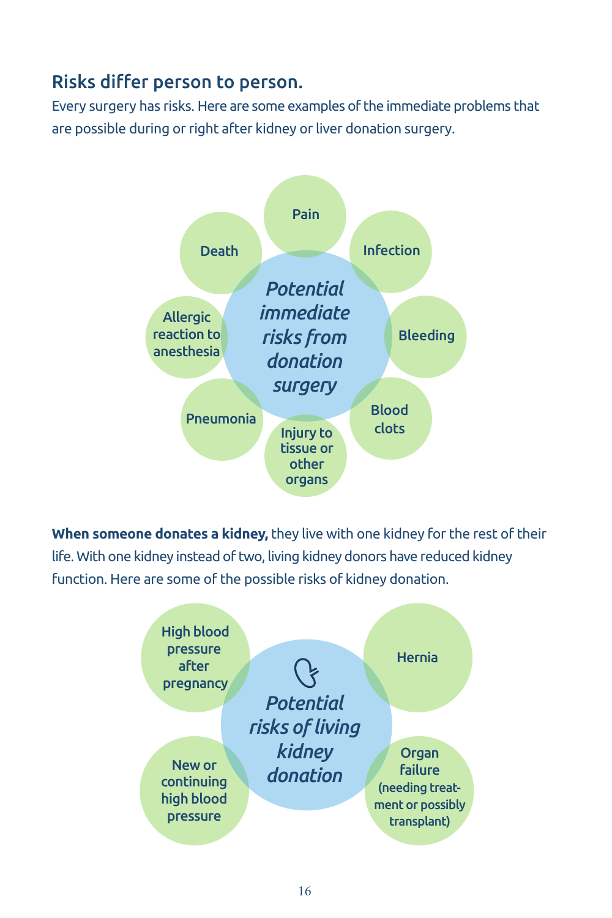## Risks differ person to person.

Every surgery has risks. Here are some examples of the immediate problems that are possible during or right after kidney or liver donation surgery.

*Potential immediate risks from donation surgery*

- Pain
- Infection
- Bleeding
- Blood clots
- Injury to tissue or other organs
- Pneumonia
- Allergic reaction to anesthesia
- Death

**When someone donates a kidney,** they live with one kidney for the rest of their life. With one kidney instead of two, living kidney donors have reduced kidney function. Here are some of the possible risks of kidney donation.

*Potential risks of living kidney donation*

- High blood pressure after pregnancy
- Hernia
- New or continuing high blood pressure
- Organ failure (needing treatment or possibly transplant)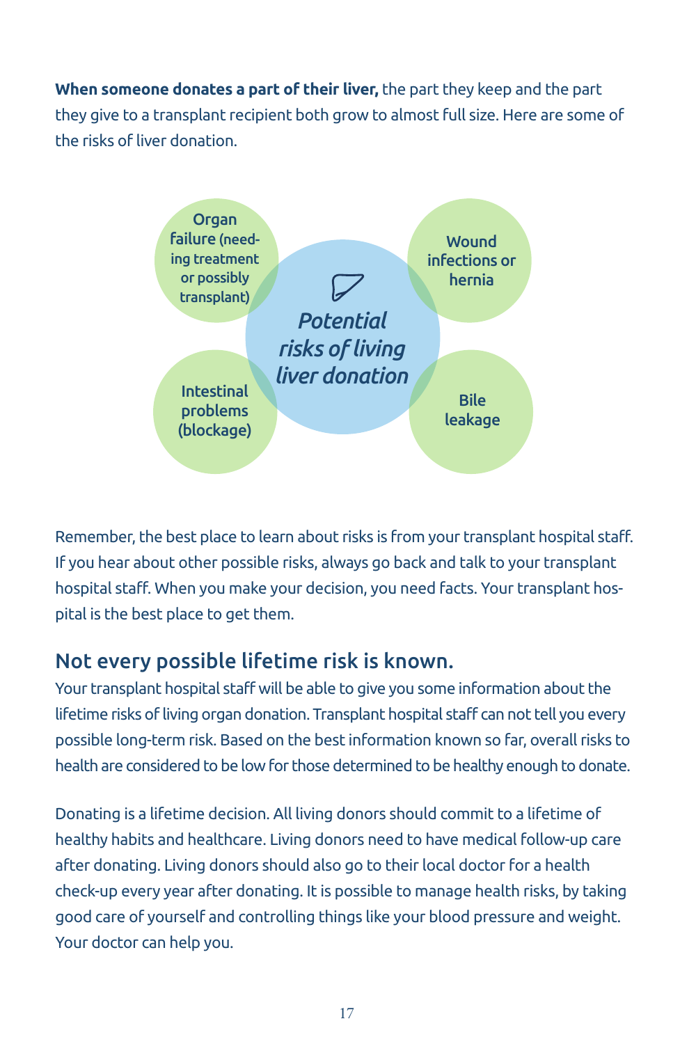**When someone donates a part of their liver,** the part they keep and the part they give to a transplant recipient both grow to almost full size. Here are some of the risks of liver donation.

*Potential risks of living liver donation*

- Organ failure (needing treatment or possibly transplant)
- Wound infections or hernia
- Intestinal problems (blockage)
- Bile leakage

Remember, the best place to learn about risks is from your transplant hospital staff. If you hear about other possible risks, always go back and talk to your transplant hospital staff. When you make your decision, you need facts. Your transplant hospital is the best place to get them.

## Not every possible lifetime risk is known.

Your transplant hospital staff will be able to give you some information about the lifetime risks of living organ donation. Transplant hospital staff can not tell you every possible long-term risk. Based on the best information known so far, overall risks to health are considered to be low for those determined to be healthy enough to donate.

Donating is a lifetime decision. All living donors should commit to a lifetime of healthy habits and healthcare. Living donors need to have medical follow-up care after donating. Living donors should also go to their local doctor for a health check-up every year after donating. It is possible to manage health risks, by taking good care of yourself and controlling things like your blood pressure and weight. Your doctor can help you.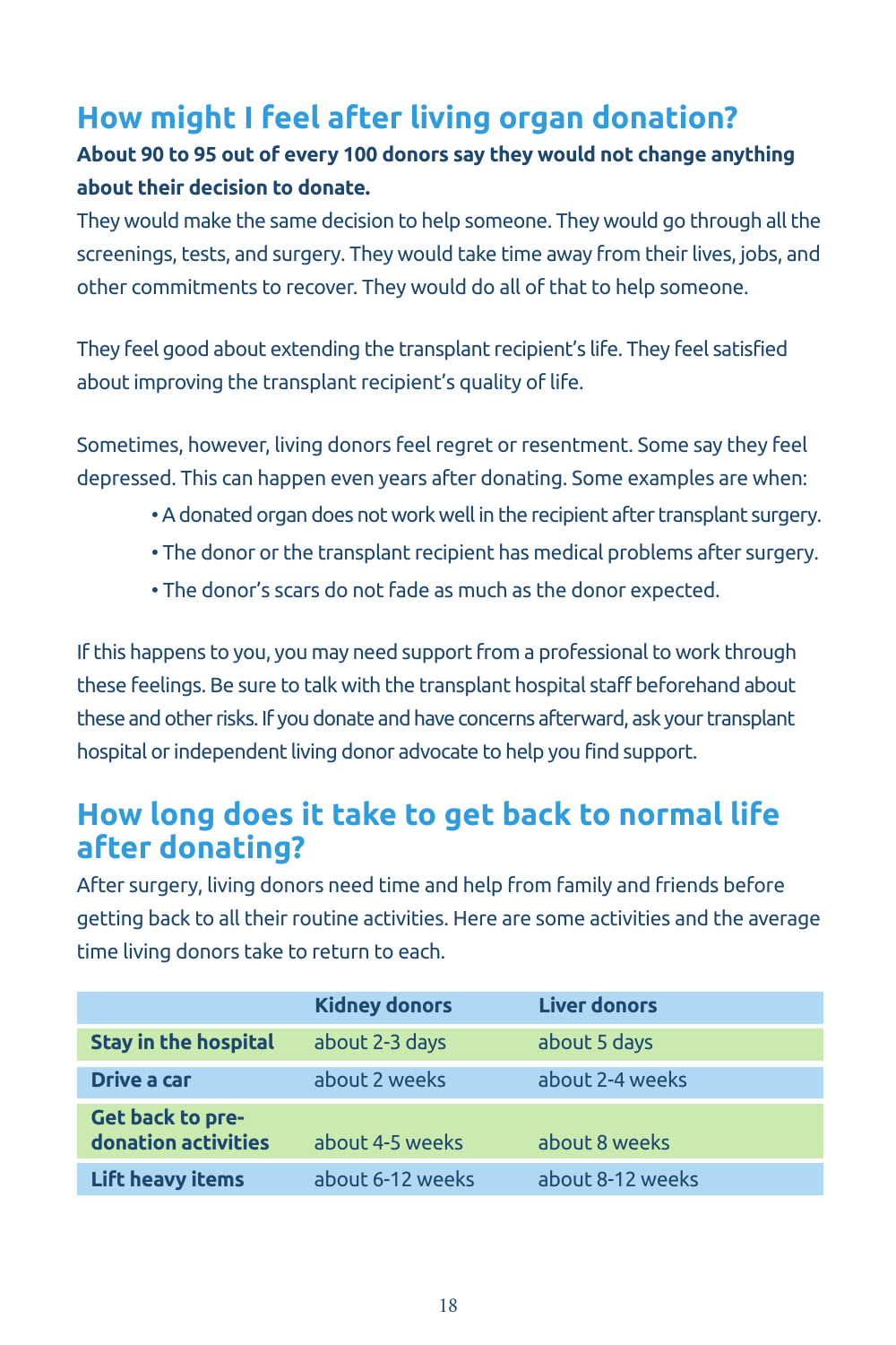## How might I feel after living organ donation?

**About 90 to 95 out of every 100 donors say they would not change anything about their decision to donate.**

They would make the same decision to help someone. They would go through all the screenings, tests, and surgery. They would take time away from their lives, jobs, and other commitments to recover. They would do all of that to help someone.

They feel good about extending the transplant recipient's life. They feel satisfied about improving the transplant recipient's quality of life.

Sometimes, however, living donors feel regret or resentment. Some say they feel depressed. This can happen even years after donating. Some examples are when:

- A donated organ does not work well in the recipient after transplant surgery.
- The donor or the transplant recipient has medical problems after surgery.
- The donor's scars do not fade as much as the donor expected.

If this happens to you, you may need support from a professional to work through these feelings. Be sure to talk with the transplant hospital staff beforehand about these and other risks. If you donate and have concerns afterward, ask your transplant hospital or independent living donor advocate to help you find support.

## How long does it take to get back to normal life after donating?

After surgery, living donors need time and help from family and friends before getting back to all their routine activities. Here are some activities and the average time living donors take to return to each.

| | **Kidney donors** | **Liver donors** |
|---|---|---|
| **Stay in the hospital** | about 2-3 days | about 5 days |
| **Drive a car** | about 2 weeks | about 2-4 weeks |
| **Get back to pre-donation activities** | about 4-5 weeks | about 8 weeks |
| **Lift heavy items** | about 6-12 weeks | about 8-12 weeks |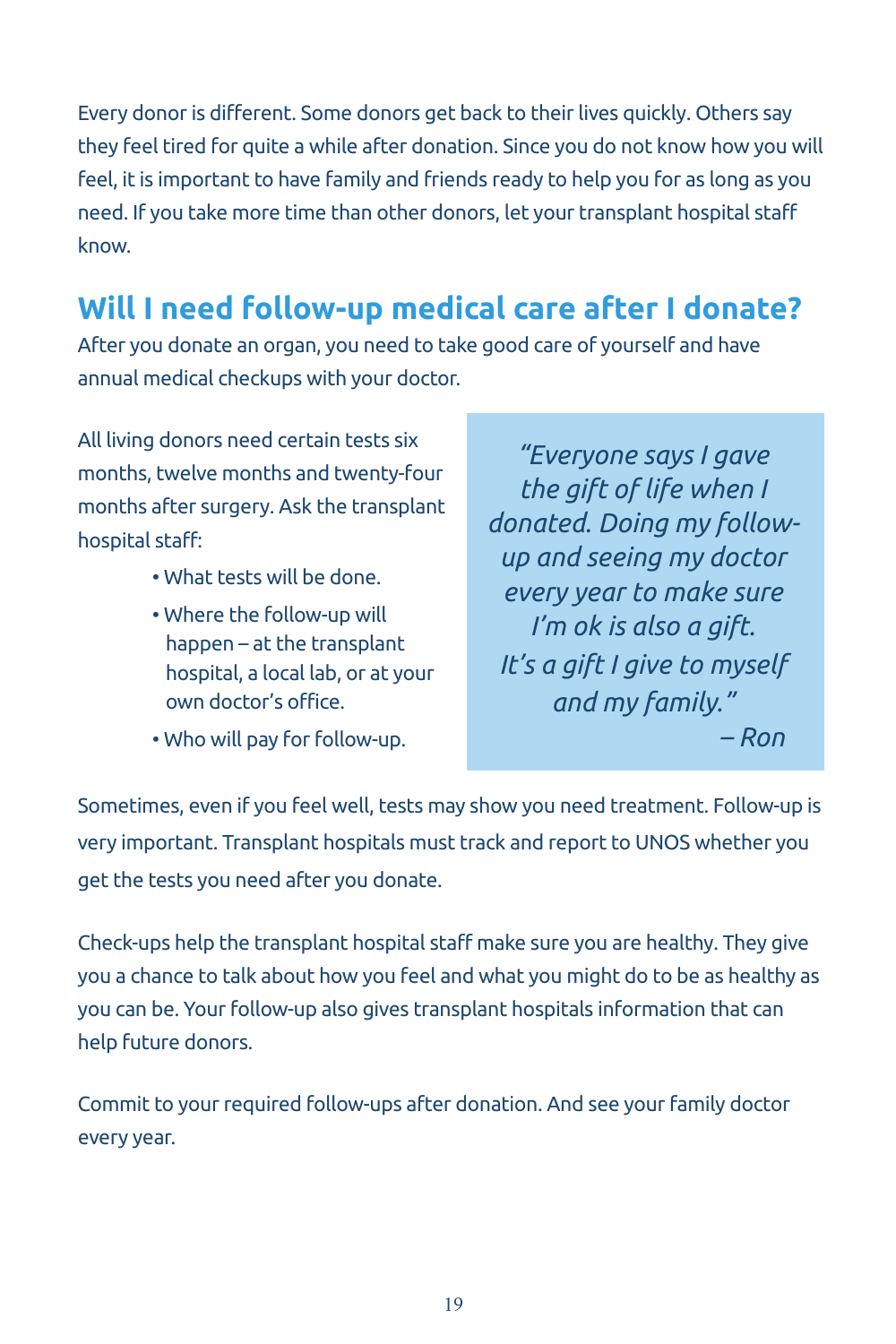Every donor is different. Some donors get back to their lives quickly. Others say they feel tired for quite a while after donation. Since you do not know how you will feel, it is important to have family and friends ready to help you for as long as you need. If you take more time than other donors, let your transplant hospital staff know.

## Will I need follow-up medical care after I donate?

After you donate an organ, you need to take good care of yourself and have annual medical checkups with your doctor.

All living donors need certain tests six months, twelve months and twenty-four months after surgery. Ask the transplant hospital staff:

- What tests will be done.
- Where the follow-up will happen – at the transplant hospital, a local lab, or at your own doctor's office.
- Who will pay for follow-up.

> *"Everyone says I gave the gift of life when I donated. Doing my follow-up and seeing my doctor every year to make sure I'm ok is also a gift. It's a gift I give to myself and my family."*
>
> *– Ron*

Sometimes, even if you feel well, tests may show you need treatment. Follow-up is very important. Transplant hospitals must track and report to UNOS whether you get the tests you need after you donate.

Check-ups help the transplant hospital staff make sure you are healthy. They give you a chance to talk about how you feel and what you might do to be as healthy as you can be. Your follow-up also gives transplant hospitals information that can help future donors.

Commit to your required follow-ups after donation. And see your family doctor every year.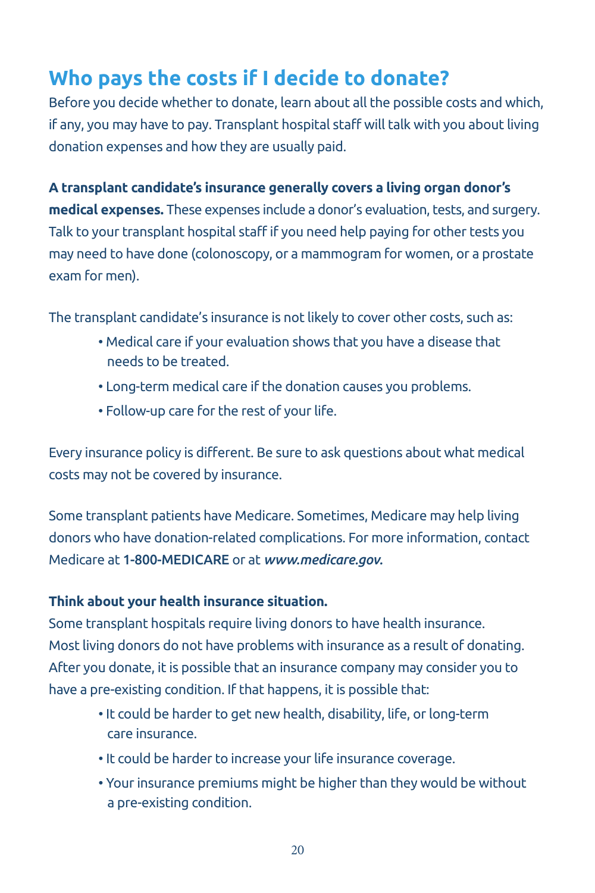## Who pays the costs if I decide to donate?

Before you decide whether to donate, learn about all the possible costs and which, if any, you may have to pay. Transplant hospital staff will talk with you about living donation expenses and how they are usually paid.

**A transplant candidate's insurance generally covers a living organ donor's medical expenses.** These expenses include a donor's evaluation, tests, and surgery. Talk to your transplant hospital staff if you need help paying for other tests you may need to have done (colonoscopy, or a mammogram for women, or a prostate exam for men).

The transplant candidate's insurance is not likely to cover other costs, such as:

- Medical care if your evaluation shows that you have a disease that needs to be treated.
- Long-term medical care if the donation causes you problems.
- Follow-up care for the rest of your life.

Every insurance policy is different. Be sure to ask questions about what medical costs may not be covered by insurance.

Some transplant patients have Medicare. Sometimes, Medicare may help living donors who have donation-related complications. For more information, contact Medicare at **1-800-MEDICARE** or at ***www.medicare.gov.***

**Think about your health insurance situation.**

Some transplant hospitals require living donors to have health insurance. Most living donors do not have problems with insurance as a result of donating. After you donate, it is possible that an insurance company may consider you to have a pre-existing condition. If that happens, it is possible that:

- It could be harder to get new health, disability, life, or long-term care insurance.
- It could be harder to increase your life insurance coverage.
- Your insurance premiums might be higher than they would be without a pre-existing condition.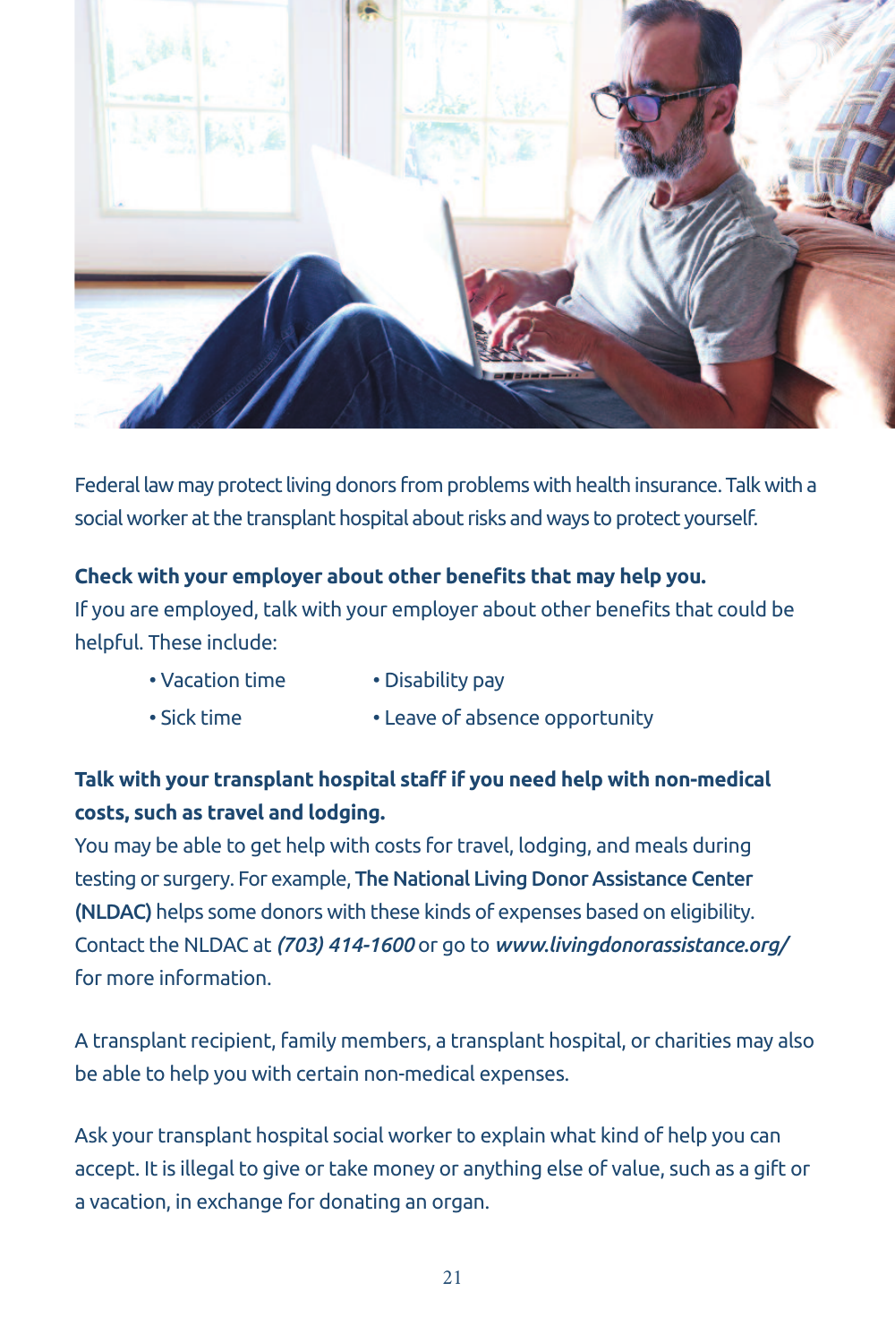Federal law may protect living donors from problems with health insurance. Talk with a social worker at the transplant hospital about risks and ways to protect yourself.

**Check with your employer about other benefits that may help you.**

If you are employed, talk with your employer about other benefits that could be helpful. These include:

- Vacation time
- Sick time
- Disability pay
- Leave of absence opportunity

**Talk with your transplant hospital staff if you need help with non-medical costs, such as travel and lodging.**

You may be able to get help with costs for travel, lodging, and meals during testing or surgery. For example, **The National Living Donor Assistance Center (NLDAC)** helps some donors with these kinds of expenses based on eligibility. Contact the NLDAC at ***(703) 414-1600*** or go to ***www.livingdonorassistance.org/*** for more information.

A transplant recipient, family members, a transplant hospital, or charities may also be able to help you with certain non-medical expenses.

Ask your transplant hospital social worker to explain what kind of help you can accept. It is illegal to give or take money or anything else of value, such as a gift or a vacation, in exchange for donating an organ.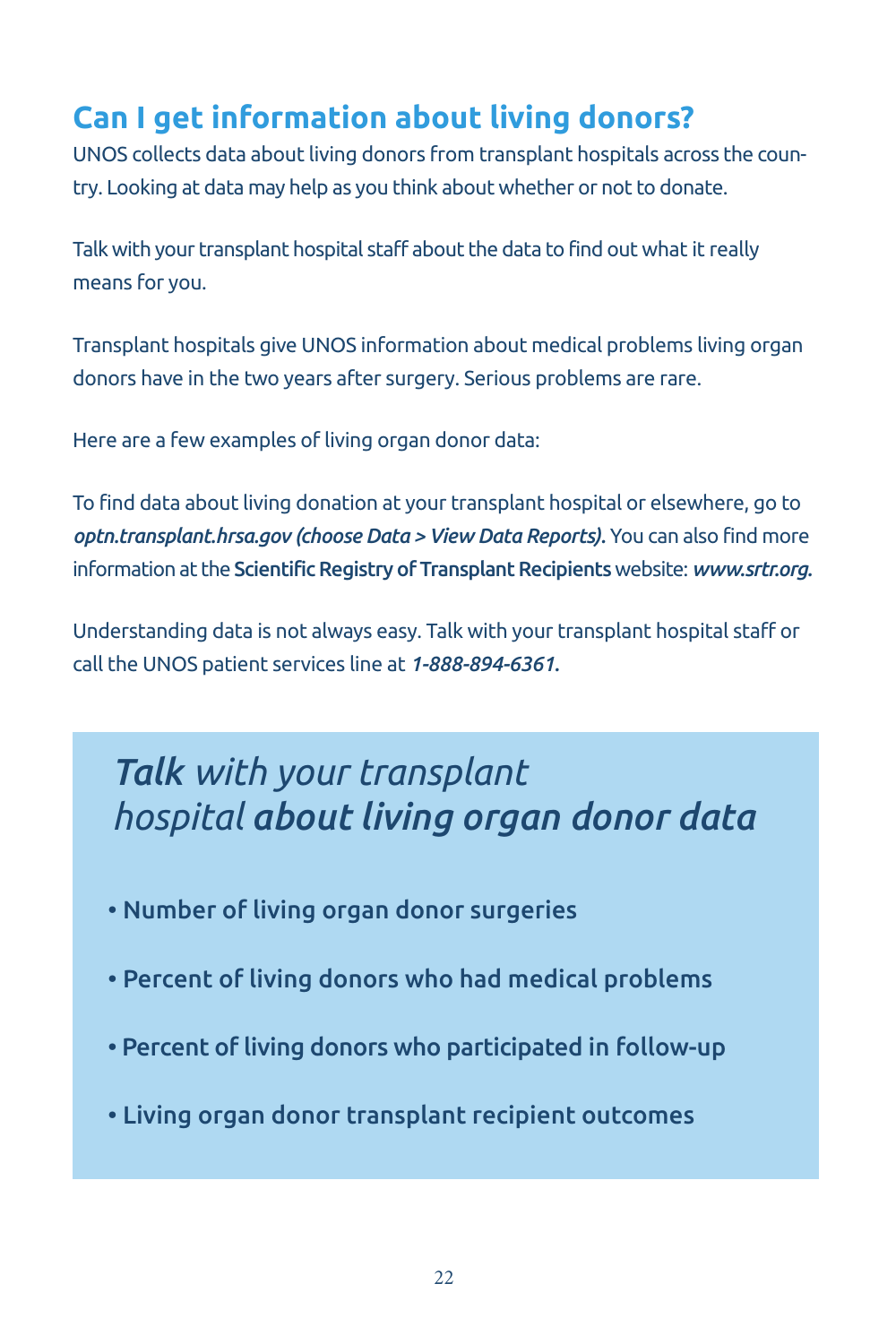## Can I get information about living donors?

UNOS collects data about living donors from transplant hospitals across the country. Looking at data may help as you think about whether or not to donate.

Talk with your transplant hospital staff about the data to find out what it really means for you.

Transplant hospitals give UNOS information about medical problems living organ donors have in the two years after surgery. Serious problems are rare.

Here are a few examples of living organ donor data:

To find data about living donation at your transplant hospital or elsewhere, go to ***optn.transplant.hrsa.gov (choose Data > View Data Reports).*** You can also find more information at the Scientific Registry of Transplant Recipients website: ***www.srtr.org.***

Understanding data is not always easy. Talk with your transplant hospital staff or call the UNOS patient services line at ***1-888-894-6361.***

### ***Talk*** *with your transplant hospital* ***about living organ donor data***

- Number of living organ donor surgeries
- Percent of living donors who had medical problems
- Percent of living donors who participated in follow-up
- Living organ donor transplant recipient outcomes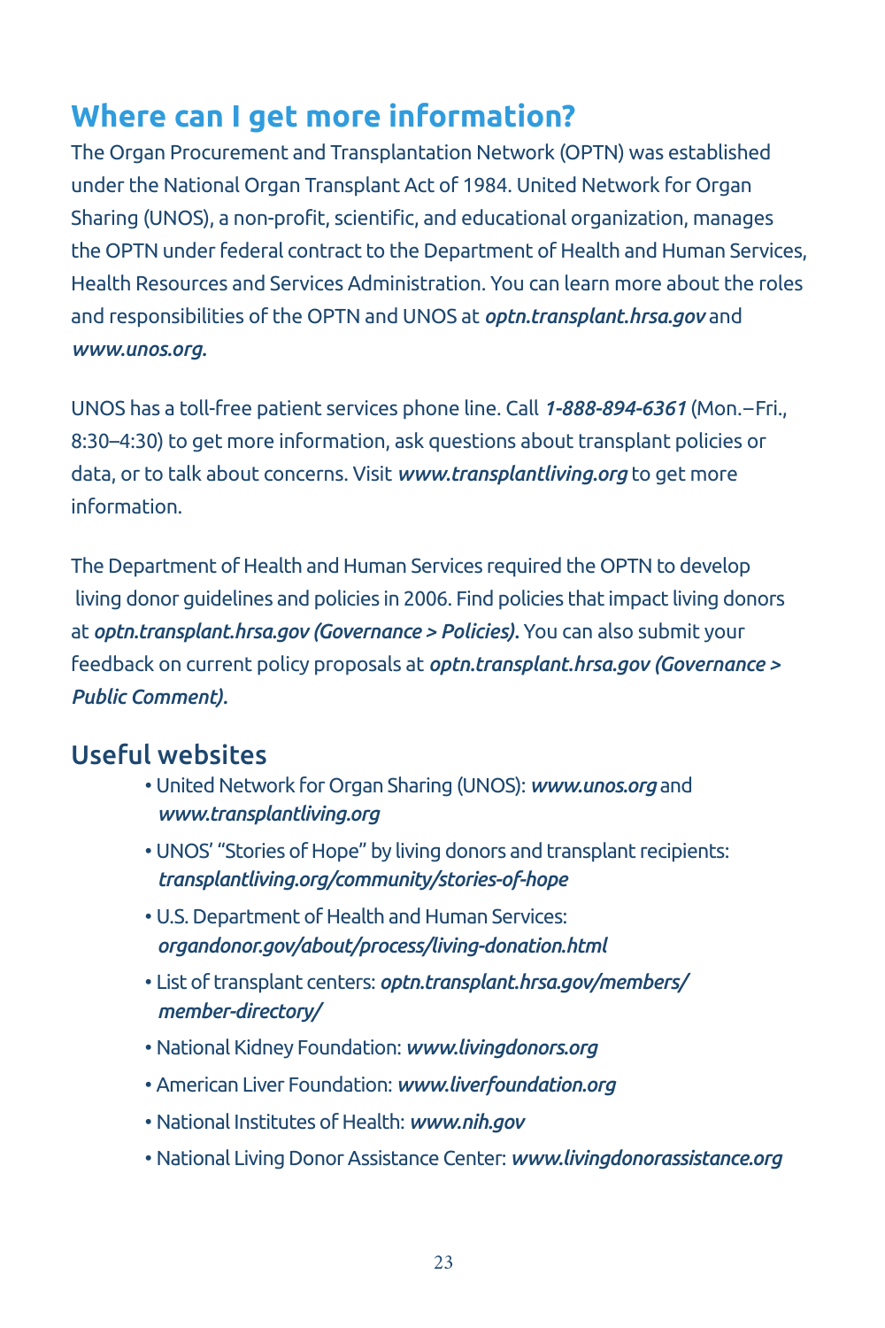# Where can I get more information?

The Organ Procurement and Transplantation Network (OPTN) was established under the National Organ Transplant Act of 1984. United Network for Organ Sharing (UNOS), a non-profit, scientific, and educational organization, manages the OPTN under federal contract to the Department of Health and Human Services, Health Resources and Services Administration. You can learn more about the roles and responsibilities of the OPTN and UNOS at ***optn.transplant.hrsa.gov*** and ***www.unos.org.***

UNOS has a toll-free patient services phone line. Call ***1-888-894-6361*** (Mon.–Fri., 8:30–4:30) to get more information, ask questions about transplant policies or data, or to talk about concerns. Visit ***www.transplantliving.org*** to get more information.

The Department of Health and Human Services required the OPTN to develop living donor guidelines and policies in 2006. Find policies that impact living donors at ***optn.transplant.hrsa.gov (Governance > Policies).*** You can also submit your feedback on current policy proposals at ***optn.transplant.hrsa.gov (Governance > Public Comment).***

## Useful websites

- United Network for Organ Sharing (UNOS): ***www.unos.org*** and ***www.transplantliving.org***
- UNOS' "Stories of Hope" by living donors and transplant recipients: ***transplantliving.org/community/stories-of-hope***
- U.S. Department of Health and Human Services: ***organdonor.gov/about/process/living-donation.html***
- List of transplant centers: ***optn.transplant.hrsa.gov/members/member-directory/***
- National Kidney Foundation: ***www.livingdonors.org***
- American Liver Foundation: ***www.liverfoundation.org***
- National Institutes of Health: ***www.nih.gov***
- National Living Donor Assistance Center: ***www.livingdonorassistance.org***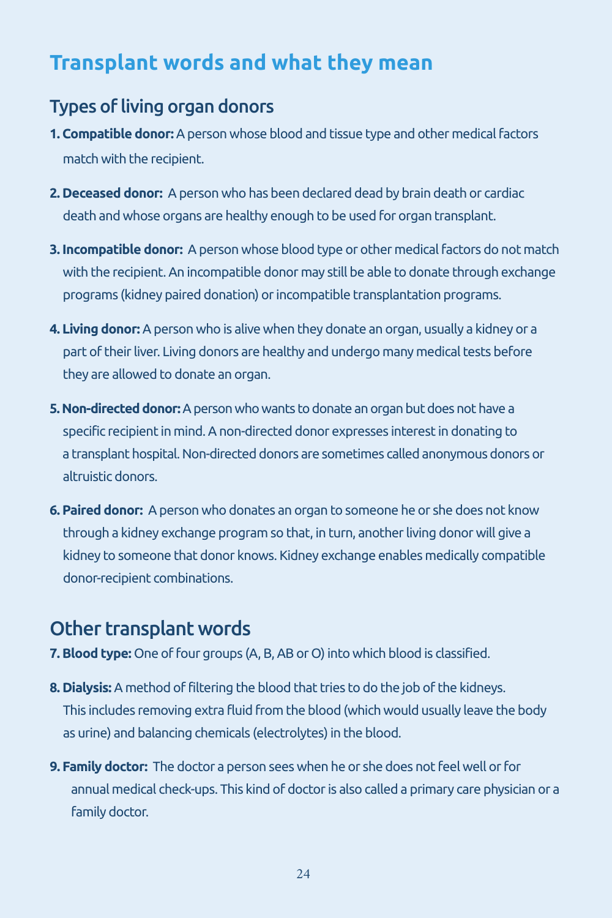# Transplant words and what they mean

## Types of living organ donors

1. **Compatible donor:** A person whose blood and tissue type and other medical factors match with the recipient.

2. **Deceased donor:** A person who has been declared dead by brain death or cardiac death and whose organs are healthy enough to be used for organ transplant.

3. **Incompatible donor:** A person whose blood type or other medical factors do not match with the recipient. An incompatible donor may still be able to donate through exchange programs (kidney paired donation) or incompatible transplantation programs.

4. **Living donor:** A person who is alive when they donate an organ, usually a kidney or a part of their liver. Living donors are healthy and undergo many medical tests before they are allowed to donate an organ.

5. **Non-directed donor:** A person who wants to donate an organ but does not have a specific recipient in mind. A non-directed donor expresses interest in donating to a transplant hospital. Non-directed donors are sometimes called anonymous donors or altruistic donors.

6. **Paired donor:** A person who donates an organ to someone he or she does not know through a kidney exchange program so that, in turn, another living donor will give a kidney to someone that donor knows. Kidney exchange enables medically compatible donor-recipient combinations.

## Other transplant words

7. **Blood type:** One of four groups (A, B, AB or O) into which blood is classified.

8. **Dialysis:** A method of filtering the blood that tries to do the job of the kidneys. This includes removing extra fluid from the blood (which would usually leave the body as urine) and balancing chemicals (electrolytes) in the blood.

9. **Family doctor:** The doctor a person sees when he or she does not feel well or for annual medical check-ups. This kind of doctor is also called a primary care physician or a family doctor.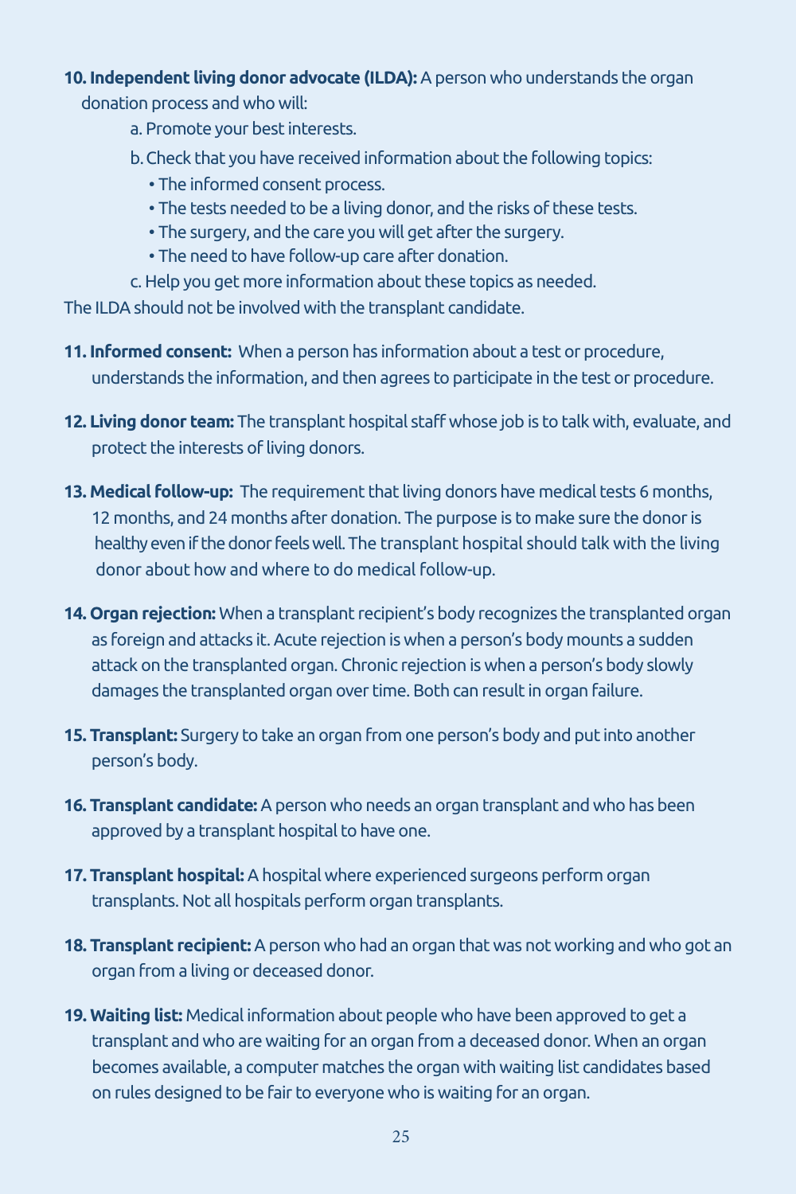**10. Independent living donor advocate (ILDA):** A person who understands the organ donation process and who will:

a. Promote your best interests.

b. Check that you have received information about the following topics:

- The informed consent process.
- The tests needed to be a living donor, and the risks of these tests.
- The surgery, and the care you will get after the surgery.
- The need to have follow-up care after donation.

c. Help you get more information about these topics as needed.

The ILDA should not be involved with the transplant candidate.

**11. Informed consent:** When a person has information about a test or procedure, understands the information, and then agrees to participate in the test or procedure.

**12. Living donor team:** The transplant hospital staff whose job is to talk with, evaluate, and protect the interests of living donors.

**13. Medical follow-up:** The requirement that living donors have medical tests 6 months, 12 months, and 24 months after donation. The purpose is to make sure the donor is healthy even if the donor feels well. The transplant hospital should talk with the living donor about how and where to do medical follow-up.

**14. Organ rejection:** When a transplant recipient's body recognizes the transplanted organ as foreign and attacks it. Acute rejection is when a person's body mounts a sudden attack on the transplanted organ. Chronic rejection is when a person's body slowly damages the transplanted organ over time. Both can result in organ failure.

**15. Transplant:** Surgery to take an organ from one person's body and put into another person's body.

**16. Transplant candidate:** A person who needs an organ transplant and who has been approved by a transplant hospital to have one.

**17. Transplant hospital:** A hospital where experienced surgeons perform organ transplants. Not all hospitals perform organ transplants.

**18. Transplant recipient:** A person who had an organ that was not working and who got an organ from a living or deceased donor.

**19. Waiting list:** Medical information about people who have been approved to get a transplant and who are waiting for an organ from a deceased donor. When an organ becomes available, a computer matches the organ with waiting list candidates based on rules designed to be fair to everyone who is waiting for an organ.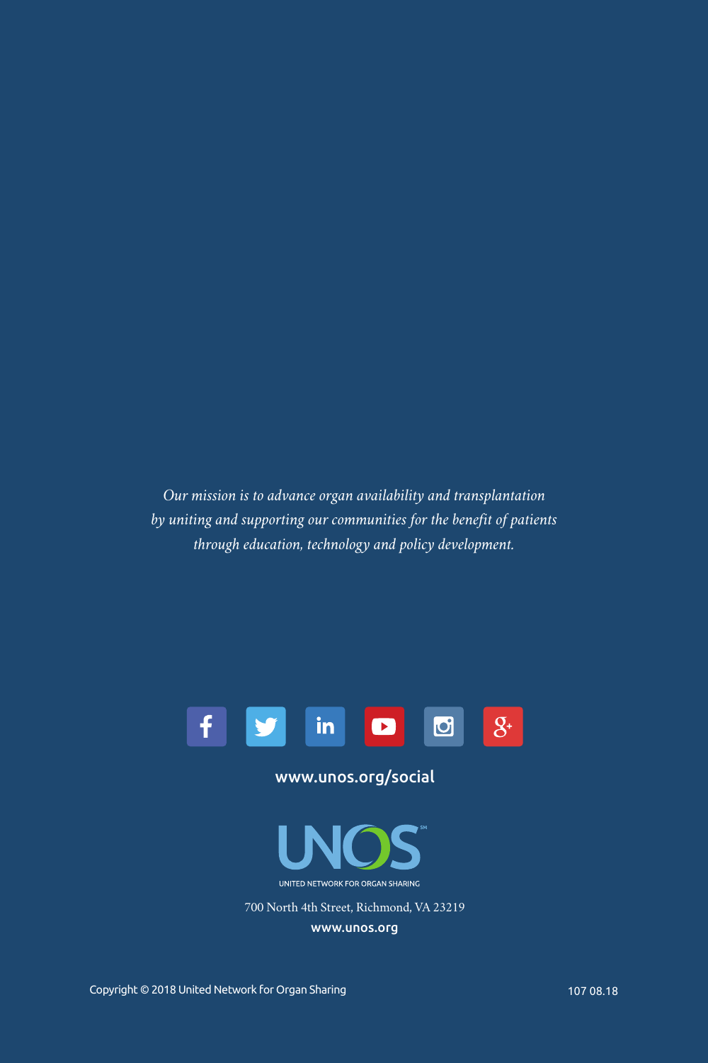*Our mission is to advance organ availability and transplantation by uniting and supporting our communities for the benefit of patients through education, technology and policy development.*

**www.unos.org/social**

UNOS℠

UNITED NETWORK FOR ORGAN SHARING

700 North 4th Street, Richmond, VA 23219

**www.unos.org**

Copyright © 2018 United Network for Organ Sharing

107 08.18